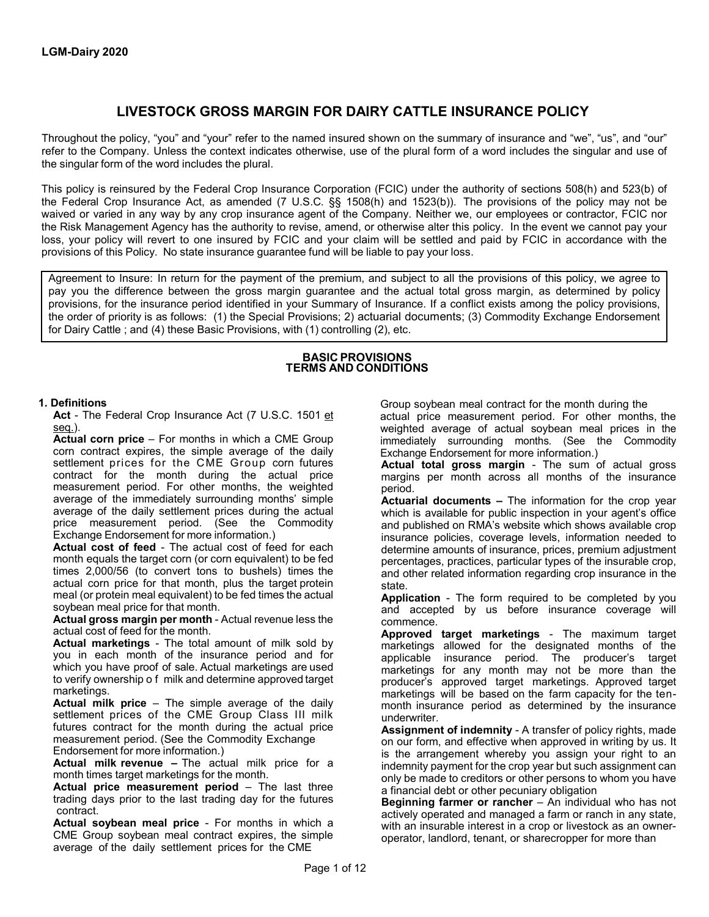**LGM-Dairy 2020**

# LIVESTOCK GROSS MARGIN FOR DAIRY CATTLE INSURANCE POLICY

Throughout the policy, "you" and "your" refer to the named insured shown on the summary of insurance and "we", "us", and "our" refer to the Company. Unless the context indicates otherwise, use of the plural form of a word includes the singular and use of the singular form of the word includes the plural.

This policy is reinsured by the Federal Crop Insurance Corporation (FCIC) under the authority of sections 508(h) and 523(b) of the Federal Crop Insurance Act, as amended (7 U.S.C. §§ 1508(h) and 1523(b)). The provisions of the policy may not be waived or varied in any way by any crop insurance agent of the Company. Neither we, our employees or contractor, FCIC nor the Risk Management Agency has the authority to revise, amend, or otherwise alter this policy. In the event we cannot pay your loss, your policy will revert to one insured by FCIC and your claim will be settled and paid by FCIC in accordance with the provisions of this Policy. No state insurance guarantee fund will be liable to pay your loss.

Agreement to Insure: In return for the payment of the premium, and subject to all the provisions of this policy, we agree to pay you the difference between the gross margin guarantee and the actual total gross margin, as determined by policy provisions, for the insurance period identified in your Summary of Insurance. If a conflict exists among the policy provisions, the order of priority is as follows: (1) the Special Provisions; 2) actuarial documents; (3) Commodity Exchange Endorsement for Dairy Cattle ; and (4) these Basic Provisions, with (1) controlling (2), etc.

## BASIC PROVISIONS
## TERMS AND CONDITIONS

### 1. Definitions

**Act** - The Federal Crop Insurance Act (7 U.S.C. 1501 et seq.).

**Actual corn price** – For months in which a CME Group corn contract expires, the simple average of the daily settlement prices for the CME Group corn futures contract for the month during the actual price measurement period. For other months, the weighted average of the immediately surrounding months' simple average of the daily settlement prices during the actual price measurement period. (See the Commodity Exchange Endorsement for more information.)

**Actual cost of feed** - The actual cost of feed for each month equals the target corn (or corn equivalent) to be fed times 2,000/56 (to convert tons to bushels) times the actual corn price for that month, plus the target protein meal (or protein meal equivalent) to be fed times the actual soybean meal price for that month.

**Actual gross margin per month** - Actual revenue less the actual cost of feed for the month.

**Actual marketings** - The total amount of milk sold by you in each month of the insurance period and for which you have proof of sale. Actual marketings are used to verify ownership o f milk and determine approved target marketings.

**Actual milk price** – The simple average of the daily settlement prices of the CME Group Class III milk futures contract for the month during the actual price measurement period. (See the Commodity Exchange Endorsement for more information.)

**Actual milk revenue –** The actual milk price for a month times target marketings for the month.

**Actual price measurement period** – The last three trading days prior to the last trading day for the futures contract.

**Actual soybean meal price** - For months in which a CME Group soybean meal contract expires, the simple average of the daily settlement prices for the CME Group soybean meal contract for the month during the actual price measurement period. For other months, the weighted average of actual soybean meal prices in the immediately surrounding months. (See the Commodity Exchange Endorsement for more information.)

**Actual total gross margin** - The sum of actual gross margins per month across all months of the insurance period.

**Actuarial documents –** The information for the crop year which is available for public inspection in your agent's office and published on RMA's website which shows available crop insurance policies, coverage levels, information needed to determine amounts of insurance, prices, premium adjustment percentages, practices, particular types of the insurable crop, and other related information regarding crop insurance in the state.

**Application** - The form required to be completed by you and accepted by us before insurance coverage will commence.

**Approved target marketings** - The maximum target marketings allowed for the designated months of the applicable insurance period. The producer's target marketings for any month may not be more than the producer's approved target marketings. Approved target marketings will be based on the farm capacity for the ten-month insurance period as determined by the insurance underwriter.

**Assignment of indemnity** - A transfer of policy rights, made on our form, and effective when approved in writing by us. It is the arrangement whereby you assign your right to an indemnity payment for the crop year but such assignment can only be made to creditors or other persons to whom you have a financial debt or other pecuniary obligation

**Beginning farmer or rancher** – An individual who has not actively operated and managed a farm or ranch in any state, with an insurable interest in a crop or livestock as an owner-operator, landlord, tenant, or sharecropper for more than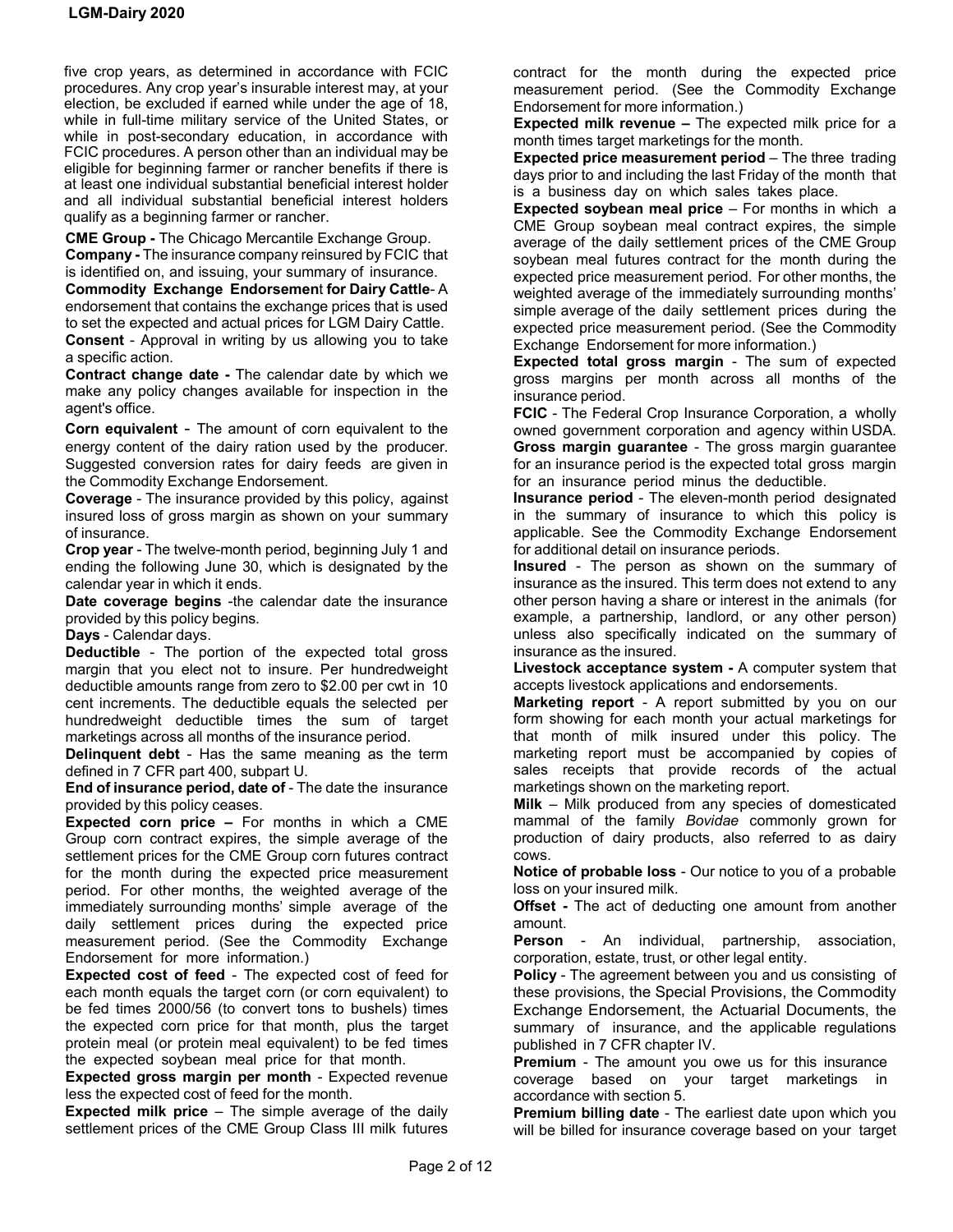five crop years, as determined in accordance with FCIC procedures. Any crop year's insurable interest may, at your election, be excluded if earned while under the age of 18, while in full-time military service of the United States, or while in post-secondary education, in accordance with FCIC procedures. A person other than an individual may be eligible for beginning farmer or rancher benefits if there is at least one individual substantial beneficial interest holder and all individual substantial beneficial interest holders qualify as a beginning farmer or rancher.

**CME Group -** The Chicago Mercantile Exchange Group.

**Company -** The insurance company reinsured by FCIC that is identified on, and issuing, your summary of insurance.

**Commodity Exchange Endorsement for Dairy Cattle**- A endorsement that contains the exchange prices that is used to set the expected and actual prices for LGM Dairy Cattle.

**Consent** - Approval in writing by us allowing you to take a specific action.

**Contract change date -** The calendar date by which we make any policy changes available for inspection in the agent's office.

**Corn equivalent** - The amount of corn equivalent to the energy content of the dairy ration used by the producer. Suggested conversion rates for dairy feeds are given in the Commodity Exchange Endorsement.

**Coverage** - The insurance provided by this policy, against insured loss of gross margin as shown on your summary of insurance.

**Crop year** - The twelve-month period, beginning July 1 and ending the following June 30, which is designated by the calendar year in which it ends.

**Date coverage begins** -the calendar date the insurance provided by this policy begins.

**Days** - Calendar days.

**Deductible** - The portion of the expected total gross margin that you elect not to insure. Per hundredweight deductible amounts range from zero to $2.00 per cwt in 10 cent increments. The deductible equals the selected per hundredweight deductible times the sum of target marketings across all months of the insurance period.

**Delinquent debt** - Has the same meaning as the term defined in 7 CFR part 400, subpart U.

**End of insurance period, date of** - The date the insurance provided by this policy ceases.

**Expected corn price –** For months in which a CME Group corn contract expires, the simple average of the settlement prices for the CME Group corn futures contract for the month during the expected price measurement period. For other months, the weighted average of the immediately surrounding months' simple average of the daily settlement prices during the expected price measurement period. (See the Commodity Exchange Endorsement for more information.)

**Expected cost of feed** - The expected cost of feed for each month equals the target corn (or corn equivalent) to be fed times 2000/56 (to convert tons to bushels) times the expected corn price for that month, plus the target protein meal (or protein meal equivalent) to be fed times the expected soybean meal price for that month.

**Expected gross margin per month** - Expected revenue less the expected cost of feed for the month.

**Expected milk price** – The simple average of the daily settlement prices of the CME Group Class III milk futures contract for the month during the expected price measurement period. (See the Commodity Exchange Endorsement for more information.)

**Expected milk revenue –** The expected milk price for a month times target marketings for the month.

**Expected price measurement period** – The three trading days prior to and including the last Friday of the month that is a business day on which sales takes place.

**Expected soybean meal price** – For months in which a CME Group soybean meal contract expires, the simple average of the daily settlement prices of the CME Group soybean meal futures contract for the month during the expected price measurement period. For other months, the weighted average of the immediately surrounding months' simple average of the daily settlement prices during the expected price measurement period. (See the Commodity Exchange Endorsement for more information.)

**Expected total gross margin** - The sum of expected gross margins per month across all months of the insurance period.

**FCIC** - The Federal Crop Insurance Corporation, a wholly owned government corporation and agency within USDA.

**Gross margin guarantee** - The gross margin guarantee for an insurance period is the expected total gross margin for an insurance period minus the deductible.

**Insurance period** - The eleven-month period designated in the summary of insurance to which this policy is applicable. See the Commodity Exchange Endorsement for additional detail on insurance periods.

**Insured** - The person as shown on the summary of insurance as the insured. This term does not extend to any other person having a share or interest in the animals (for example, a partnership, landlord, or any other person) unless also specifically indicated on the summary of insurance as the insured.

**Livestock acceptance system -** A computer system that accepts livestock applications and endorsements.

**Marketing report** - A report submitted by you on our form showing for each month your actual marketings for that month of milk insured under this policy. The marketing report must be accompanied by copies of sales receipts that provide records of the actual marketings shown on the marketing report.

**Milk** – Milk produced from any species of domesticated mammal of the family *Bovidae* commonly grown for production of dairy products, also referred to as dairy cows.

**Notice of probable loss** - Our notice to you of a probable loss on your insured milk.

**Offset -** The act of deducting one amount from another amount.

**Person** - An individual, partnership, association, corporation, estate, trust, or other legal entity.

**Policy** - The agreement between you and us consisting of these provisions, the Special Provisions, the Commodity Exchange Endorsement, the Actuarial Documents, the summary of insurance, and the applicable regulations published in 7 CFR chapter IV.

**Premium** - The amount you owe us for this insurance coverage based on your target marketings in accordance with section 5.

**Premium billing date** - The earliest date upon which you will be billed for insurance coverage based on your target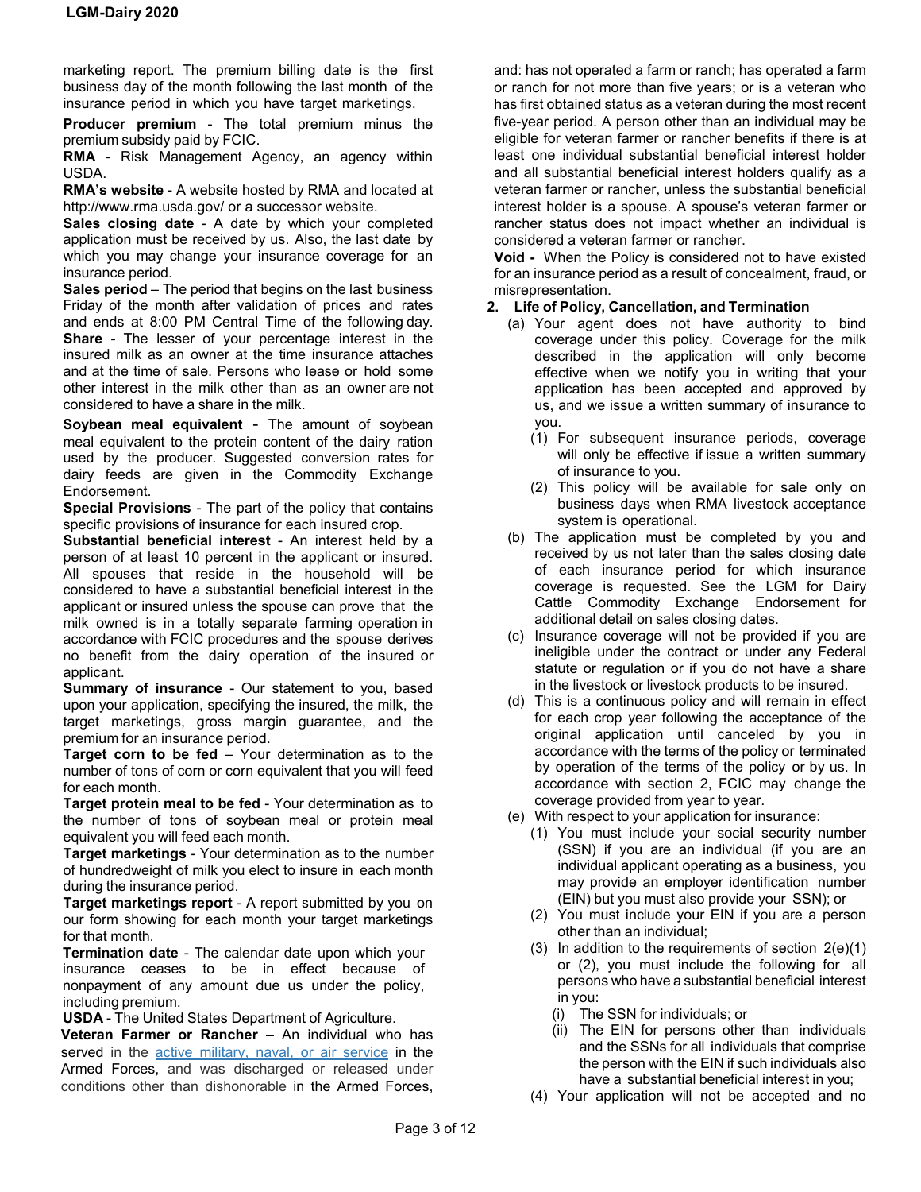marketing report. The premium billing date is the first business day of the month following the last month of the insurance period in which you have target marketings.

**Producer premium** - The total premium minus the premium subsidy paid by FCIC.

**RMA** - Risk Management Agency, an agency within USDA.

**RMA's website** - A website hosted by RMA and located at http://www.rma.usda.gov/ or a successor website.

**Sales closing date** - A date by which your completed application must be received by us. Also, the last date by which you may change your insurance coverage for an insurance period.

**Sales period** – The period that begins on the last business Friday of the month after validation of prices and rates and ends at 8:00 PM Central Time of the following day.

**Share** - The lesser of your percentage interest in the insured milk as an owner at the time insurance attaches and at the time of sale. Persons who lease or hold some other interest in the milk other than as an owner are not considered to have a share in the milk.

**Soybean meal equivalent** - The amount of soybean meal equivalent to the protein content of the dairy ration used by the producer. Suggested conversion rates for dairy feeds are given in the Commodity Exchange Endorsement.

**Special Provisions** - The part of the policy that contains specific provisions of insurance for each insured crop.

**Substantial beneficial interest** - An interest held by a person of at least 10 percent in the applicant or insured. All spouses that reside in the household will be considered to have a substantial beneficial interest in the applicant or insured unless the spouse can prove that the milk owned is in a totally separate farming operation in accordance with FCIC procedures and the spouse derives no benefit from the dairy operation of the insured or applicant.

**Summary of insurance** - Our statement to you, based upon your application, specifying the insured, the milk, the target marketings, gross margin guarantee, and the premium for an insurance period.

**Target corn to be fed** – Your determination as to the number of tons of corn or corn equivalent that you will feed for each month.

**Target protein meal to be fed** - Your determination as to the number of tons of soybean meal or protein meal equivalent you will feed each month.

**Target marketings** - Your determination as to the number of hundredweight of milk you elect to insure in each month during the insurance period.

**Target marketings report** - A report submitted by you on our form showing for each month your target marketings for that month.

**Termination date** - The calendar date upon which your insurance ceases to be in effect because of nonpayment of any amount due us under the policy, including premium.

**USDA** - The United States Department of Agriculture.

**Veteran Farmer or Rancher** – An individual who has served in the active military, naval, or air service in the Armed Forces, and was discharged or released under conditions other than dishonorable in the Armed Forces, and: has not operated a farm or ranch; has operated a farm or ranch for not more than five years; or is a veteran who has first obtained status as a veteran during the most recent five-year period. A person other than an individual may be eligible for veteran farmer or rancher benefits if there is at least one individual substantial beneficial interest holder and all substantial beneficial interest holders qualify as a veteran farmer or rancher, unless the substantial beneficial interest holder is a spouse. A spouse's veteran farmer or rancher status does not impact whether an individual is considered a veteran farmer or rancher.

**Void -** When the Policy is considered not to have existed for an insurance period as a result of concealment, fraud, or misrepresentation.

**2. Life of Policy, Cancellation, and Termination**

(a) Your agent does not have authority to bind coverage under this policy. Coverage for the milk described in the application will only become effective when we notify you in writing that your application has been accepted and approved by us, and we issue a written summary of insurance to you.

  (1) For subsequent insurance periods, coverage will only be effective if issue a written summary of insurance to you.

  (2) This policy will be available for sale only on business days when RMA livestock acceptance system is operational.

(b) The application must be completed by you and received by us not later than the sales closing date of each insurance period for which insurance coverage is requested. See the LGM for Dairy Cattle Commodity Exchange Endorsement for additional detail on sales closing dates.

(c) Insurance coverage will not be provided if you are ineligible under the contract or under any Federal statute or regulation or if you do not have a share in the livestock or livestock products to be insured.

(d) This is a continuous policy and will remain in effect for each crop year following the acceptance of the original application until canceled by you in accordance with the terms of the policy or terminated by operation of the terms of the policy or by us. In accordance with section 2, FCIC may change the coverage provided from year to year.

(e) With respect to your application for insurance:

  (1) You must include your social security number (SSN) if you are an individual (if you are an individual applicant operating as a business, you may provide an employer identification number (EIN) but you must also provide your SSN); or

  (2) You must include your EIN if you are a person other than an individual;

  (3) In addition to the requirements of section 2(e)(1) or (2), you must include the following for all persons who have a substantial beneficial interest in you:

    (i) The SSN for individuals; or

    (ii) The EIN for persons other than individuals and the SSNs for all individuals that comprise the person with the EIN if such individuals also have a substantial beneficial interest in you;

  (4) Your application will not be accepted and no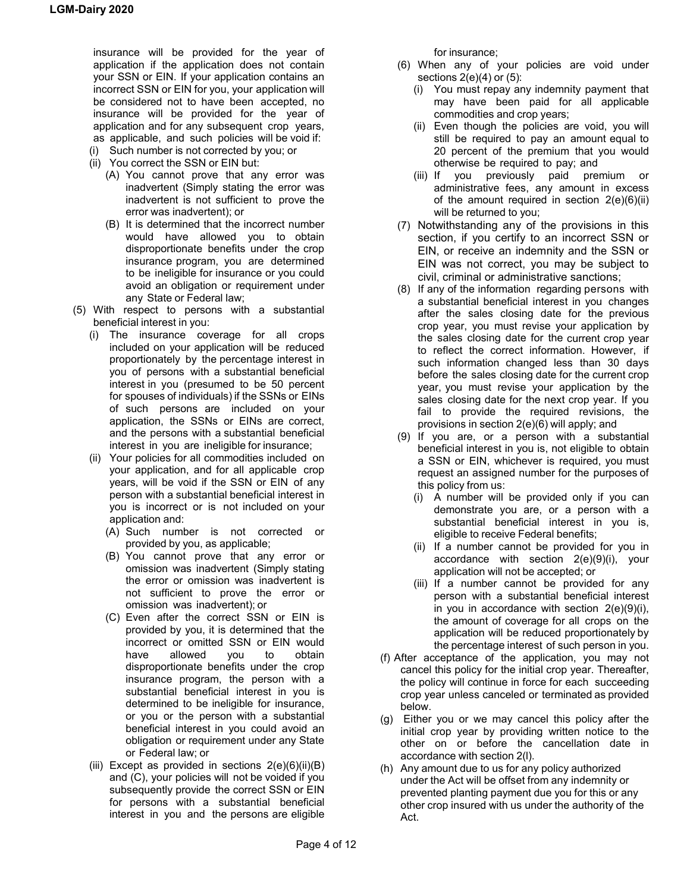insurance will be provided for the year of application if the application does not contain your SSN or EIN. If your application contains an incorrect SSN or EIN for you, your application will be considered not to have been accepted, no insurance will be provided for the year of application and for any subsequent crop years, as applicable, and such policies will be void if:

(i) Such number is not corrected by you; or

(ii) You correct the SSN or EIN but:

(A) You cannot prove that any error was inadvertent (Simply stating the error was inadvertent is not sufficient to prove the error was inadvertent); or

(B) It is determined that the incorrect number would have allowed you to obtain disproportionate benefits under the crop insurance program, you are determined to be ineligible for insurance or you could avoid an obligation or requirement under any State or Federal law;

(5) With respect to persons with a substantial beneficial interest in you:

(i) The insurance coverage for all crops included on your application will be reduced proportionately by the percentage interest in you of persons with a substantial beneficial interest in you (presumed to be 50 percent for spouses of individuals) if the SSNs or EINs of such persons are included on your application, the SSNs or EINs are correct, and the persons with a substantial beneficial interest in you are ineligible for insurance;

(ii) Your policies for all commodities included on your application, and for all applicable crop years, will be void if the SSN or EIN of any person with a substantial beneficial interest in you is incorrect or is not included on your application and:

(A) Such number is not corrected or provided by you, as applicable;

(B) You cannot prove that any error or omission was inadvertent (Simply stating the error or omission was inadvertent is not sufficient to prove the error or omission was inadvertent); or

(C) Even after the correct SSN or EIN is provided by you, it is determined that the incorrect or omitted SSN or EIN would have allowed you to obtain disproportionate benefits under the crop insurance program, the person with a substantial beneficial interest in you is determined to be ineligible for insurance, or you or the person with a substantial beneficial interest in you could avoid an obligation or requirement under any State or Federal law; or

(iii) Except as provided in sections 2(e)(6)(ii)(B) and (C), your policies will not be voided if you subsequently provide the correct SSN or EIN for persons with a substantial beneficial interest in you and the persons are eligible for insurance;

(6) When any of your policies are void under sections 2(e)(4) or (5):

(i) You must repay any indemnity payment that may have been paid for all applicable commodities and crop years;

(ii) Even though the policies are void, you will still be required to pay an amount equal to 20 percent of the premium that you would otherwise be required to pay; and

(iii) If you previously paid premium or administrative fees, any amount in excess of the amount required in section 2(e)(6)(ii) will be returned to you;

(7) Notwithstanding any of the provisions in this section, if you certify to an incorrect SSN or EIN, or receive an indemnity and the SSN or EIN was not correct, you may be subject to civil, criminal or administrative sanctions;

(8) If any of the information regarding persons with a substantial beneficial interest in you changes after the sales closing date for the previous crop year, you must revise your application by the sales closing date for the current crop year to reflect the correct information. However, if such information changed less than 30 days before the sales closing date for the current crop year, you must revise your application by the sales closing date for the next crop year. If you fail to provide the required revisions, the provisions in section 2(e)(6) will apply; and

(9) If you are, or a person with a substantial beneficial interest in you is, not eligible to obtain a SSN or EIN, whichever is required, you must request an assigned number for the purposes of this policy from us:

(i) A number will be provided only if you can demonstrate you are, or a person with a substantial beneficial interest in you is, eligible to receive Federal benefits;

(ii) If a number cannot be provided for you in accordance with section 2(e)(9)(i), your application will not be accepted; or

(iii) If a number cannot be provided for any person with a substantial beneficial interest in you in accordance with section 2(e)(9)(i), the amount of coverage for all crops on the application will be reduced proportionately by the percentage interest of such person in you.

(f) After acceptance of the application, you may not cancel this policy for the initial crop year. Thereafter, the policy will continue in force for each succeeding crop year unless canceled or terminated as provided below.

(g) Either you or we may cancel this policy after the initial crop year by providing written notice to the other on or before the cancellation date in accordance with section 2(l).

(h) Any amount due to us for any policy authorized under the Act will be offset from any indemnity or prevented planting payment due you for this or any other crop insured with us under the authority of the Act.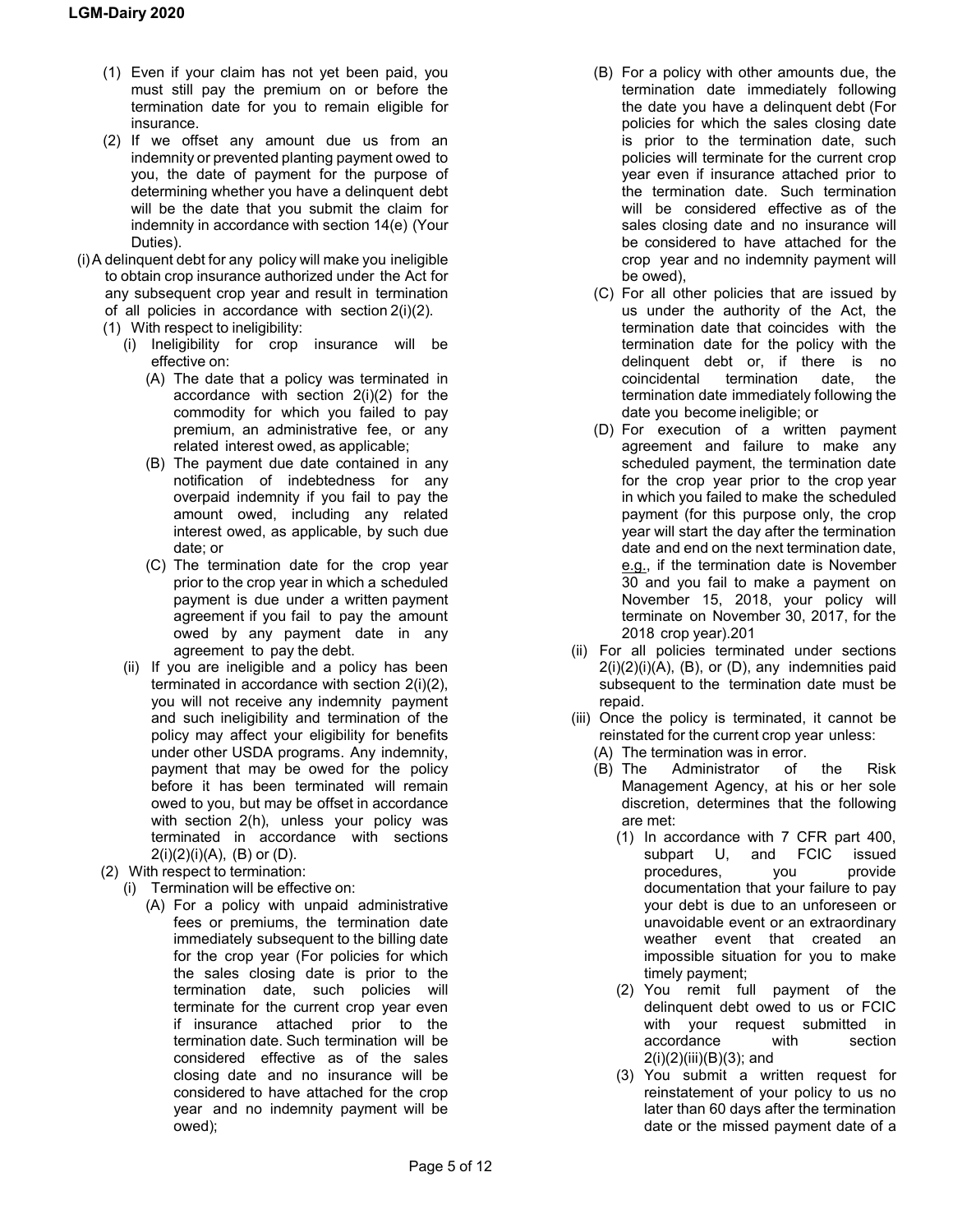(1) Even if your claim has not yet been paid, you must still pay the premium on or before the termination date for you to remain eligible for insurance.

(2) If we offset any amount due us from an indemnity or prevented planting payment owed to you, the date of payment for the purpose of determining whether you have a delinquent debt will be the date that you submit the claim for indemnity in accordance with section 14(e) (Your Duties).

(i) A delinquent debt for any policy will make you ineligible to obtain crop insurance authorized under the Act for any subsequent crop year and result in termination of all policies in accordance with section 2(i)(2).

(1) With respect to ineligibility:

(i) Ineligibility for crop insurance will be effective on:

(A) The date that a policy was terminated in accordance with section 2(i)(2) for the commodity for which you failed to pay premium, an administrative fee, or any related interest owed, as applicable;

(B) The payment due date contained in any notification of indebtedness for any overpaid indemnity if you fail to pay the amount owed, including any related interest owed, as applicable, by such due date; or

(C) The termination date for the crop year prior to the crop year in which a scheduled payment is due under a written payment agreement if you fail to pay the amount owed by any payment date in any agreement to pay the debt.

(ii) If you are ineligible and a policy has been terminated in accordance with section 2(i)(2), you will not receive any indemnity payment and such ineligibility and termination of the policy may affect your eligibility for benefits under other USDA programs. Any indemnity, payment that may be owed for the policy before it has been terminated will remain owed to you, but may be offset in accordance with section 2(h), unless your policy was terminated in accordance with sections 2(i)(2)(i)(A), (B) or (D).

(2) With respect to termination:

(i) Termination will be effective on:

(A) For a policy with unpaid administrative fees or premiums, the termination date immediately subsequent to the billing date for the crop year (For policies for which the sales closing date is prior to the termination date, such policies will terminate for the current crop year even if insurance attached prior to the termination date. Such termination will be considered effective as of the sales closing date and no insurance will be considered to have attached for the crop year and no indemnity payment will be owed);

(B) For a policy with other amounts due, the termination date immediately following the date you have a delinquent debt (For policies for which the sales closing date is prior to the termination date, such policies will terminate for the current crop year even if insurance attached prior to the termination date. Such termination will be considered effective as of the sales closing date and no insurance will be considered to have attached for the crop year and no indemnity payment will be owed),

(C) For all other policies that are issued by us under the authority of the Act, the termination date that coincides with the termination date for the policy with the delinquent debt or, if there is no coincidental termination date, the termination date immediately following the date you become ineligible; or

(D) For execution of a written payment agreement and failure to make any scheduled payment, the termination date for the crop year prior to the crop year in which you failed to make the scheduled payment (for this purpose only, the crop year will start the day after the termination date and end on the next termination date, e.g., if the termination date is November 30 and you fail to make a payment on November 15, 2018, your policy will terminate on November 30, 2017, for the 2018 crop year).201

(ii) For all policies terminated under sections 2(i)(2)(i)(A), (B), or (D), any indemnities paid subsequent to the termination date must be repaid.

(iii) Once the policy is terminated, it cannot be reinstated for the current crop year unless:

(A) The termination was in error.

(B) The Administrator of the Risk Management Agency, at his or her sole discretion, determines that the following are met:

(1) In accordance with 7 CFR part 400, subpart U, and FCIC issued procedures, you provide documentation that your failure to pay your debt is due to an unforeseen or unavoidable event or an extraordinary weather event that created an impossible situation for you to make timely payment;

(2) You remit full payment of the delinquent debt owed to us or FCIC with your request submitted in accordance with section 2(i)(2)(iii)(B)(3); and

(3) You submit a written request for reinstatement of your policy to us no later than 60 days after the termination date or the missed payment date of a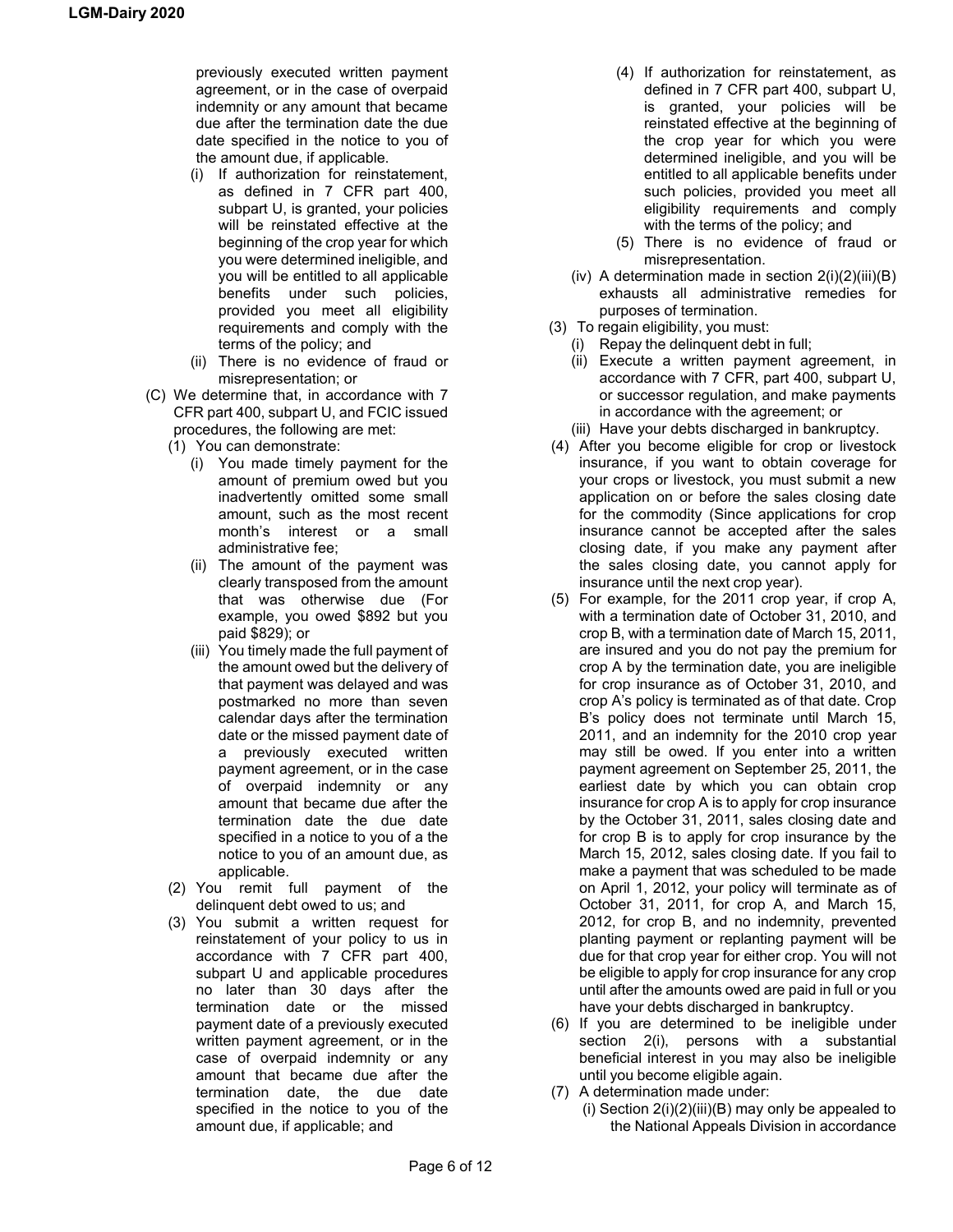previously executed written payment agreement, or in the case of overpaid indemnity or any amount that became due after the termination date the due date specified in the notice to you of the amount due, if applicable.

- (i) If authorization for reinstatement, as defined in 7 CFR part 400, subpart U, is granted, your policies will be reinstated effective at the beginning of the crop year for which you were determined ineligible, and you will be entitled to all applicable benefits under such policies, provided you meet all eligibility requirements and comply with the terms of the policy; and
- (ii) There is no evidence of fraud or misrepresentation; or

(C) We determine that, in accordance with 7 CFR part 400, subpart U, and FCIC issued procedures, the following are met:

- (1) You can demonstrate:
  - (i) You made timely payment for the amount of premium owed but you inadvertently omitted some small amount, such as the most recent month's interest or a small administrative fee;
  - (ii) The amount of the payment was clearly transposed from the amount that was otherwise due (For example, you owed $892 but you paid $829); or
  - (iii) You timely made the full payment of the amount owed but the delivery of that payment was delayed and was postmarked no more than seven calendar days after the termination date or the missed payment date of a previously executed written payment agreement, or in the case of overpaid indemnity or any amount that became due after the termination date the due date specified in a notice to you of a the notice to you of an amount due, as applicable.
- (2) You remit full payment of the delinquent debt owed to us; and
- (3) You submit a written request for reinstatement of your policy to us in accordance with 7 CFR part 400, subpart U and applicable procedures no later than 30 days after the termination date or the missed payment date of a previously executed written payment agreement, or in the case of overpaid indemnity or any amount that became due after the termination date, the due date specified in the notice to you of the amount due, if applicable; and
- (4) If authorization for reinstatement, as defined in 7 CFR part 400, subpart U, is granted, your policies will be reinstated effective at the beginning of the crop year for which you were determined ineligible, and you will be entitled to all applicable benefits under such policies, provided you meet all eligibility requirements and comply with the terms of the policy; and
- (5) There is no evidence of fraud or misrepresentation.

(iv) A determination made in section 2(i)(2)(iii)(B) exhausts all administrative remedies for purposes of termination.

(3) To regain eligibility, you must:

- (i) Repay the delinquent debt in full;
- (ii) Execute a written payment agreement, in accordance with 7 CFR, part 400, subpart U, or successor regulation, and make payments in accordance with the agreement; or
- (iii) Have your debts discharged in bankruptcy.

(4) After you become eligible for crop or livestock insurance, if you want to obtain coverage for your crops or livestock, you must submit a new application on or before the sales closing date for the commodity (Since applications for crop insurance cannot be accepted after the sales closing date, if you make any payment after the sales closing date, you cannot apply for insurance until the next crop year).

(5) For example, for the 2011 crop year, if crop A, with a termination date of October 31, 2010, and crop B, with a termination date of March 15, 2011, are insured and you do not pay the premium for crop A by the termination date, you are ineligible for crop insurance as of October 31, 2010, and crop A's policy is terminated as of that date. Crop B's policy does not terminate until March 15, 2011, and an indemnity for the 2010 crop year may still be owed. If you enter into a written payment agreement on September 25, 2011, the earliest date by which you can obtain crop insurance for crop A is to apply for crop insurance by the October 31, 2011, sales closing date and for crop B is to apply for crop insurance by the March 15, 2012, sales closing date. If you fail to make a payment that was scheduled to be made on April 1, 2012, your policy will terminate as of October 31, 2011, for crop A, and March 15, 2012, for crop B, and no indemnity, prevented planting payment or replanting payment will be due for that crop year for either crop. You will not be eligible to apply for crop insurance for any crop until after the amounts owed are paid in full or you have your debts discharged in bankruptcy.

(6) If you are determined to be ineligible under section 2(i), persons with a substantial beneficial interest in you may also be ineligible until you become eligible again.

(7) A determination made under:

- (i) Section 2(i)(2)(iii)(B) may only be appealed to the National Appeals Division in accordance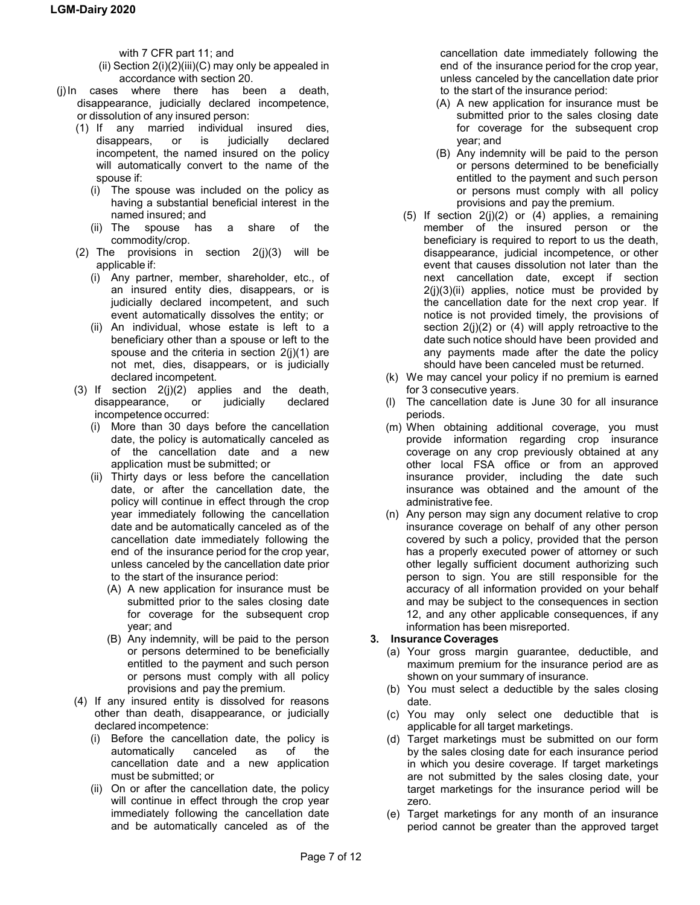with 7 CFR part 11; and

(ii) Section 2(i)(2)(iii)(C) may only be appealed in accordance with section 20.

(j) In cases where there has been a death, disappearance, judicially declared incompetence, or dissolution of any insured person:

(1) If any married individual insured dies, disappears, or is judicially declared incompetent, the named insured on the policy will automatically convert to the name of the spouse if:

(i) The spouse was included on the policy as having a substantial beneficial interest in the named insured; and

(ii) The spouse has a share of the commodity/crop.

(2) The provisions in section 2(j)(3) will be applicable if:

(i) Any partner, member, shareholder, etc., of an insured entity dies, disappears, or is judicially declared incompetent, and such event automatically dissolves the entity; or

(ii) An individual, whose estate is left to a beneficiary other than a spouse or left to the spouse and the criteria in section 2(j)(1) are not met, dies, disappears, or is judicially declared incompetent.

(3) If section 2(j)(2) applies and the death, disappearance, or judicially declared incompetence occurred:

(i) More than 30 days before the cancellation date, the policy is automatically canceled as of the cancellation date and a new application must be submitted; or

(ii) Thirty days or less before the cancellation date, or after the cancellation date, the policy will continue in effect through the crop year immediately following the cancellation date and be automatically canceled as of the cancellation date immediately following the end of the insurance period for the crop year, unless canceled by the cancellation date prior to the start of the insurance period:

(A) A new application for insurance must be submitted prior to the sales closing date for coverage for the subsequent crop year; and

(B) Any indemnity, will be paid to the person or persons determined to be beneficially entitled to the payment and such person or persons must comply with all policy provisions and pay the premium.

(4) If any insured entity is dissolved for reasons other than death, disappearance, or judicially declared incompetence:

(i) Before the cancellation date, the policy is automatically canceled as of the cancellation date and a new application must be submitted; or

(ii) On or after the cancellation date, the policy will continue in effect through the crop year immediately following the cancellation date and be automatically canceled as of the cancellation date immediately following the end of the insurance period for the crop year, unless canceled by the cancellation date prior to the start of the insurance period:

(A) A new application for insurance must be submitted prior to the sales closing date for coverage for the subsequent crop year; and

(B) Any indemnity will be paid to the person or persons determined to be beneficially entitled to the payment and such person or persons must comply with all policy provisions and pay the premium.

(5) If section 2(j)(2) or (4) applies, a remaining member of the insured person or the beneficiary is required to report to us the death, disappearance, judicial incompetence, or other event that causes dissolution not later than the next cancellation date, except if section 2(j)(3)(ii) applies, notice must be provided by the cancellation date for the next crop year. If notice is not provided timely, the provisions of section 2(j)(2) or (4) will apply retroactive to the date such notice should have been provided and any payments made after the date the policy should have been canceled must be returned.

(k) We may cancel your policy if no premium is earned for 3 consecutive years.

(l) The cancellation date is June 30 for all insurance periods.

(m) When obtaining additional coverage, you must provide information regarding crop insurance coverage on any crop previously obtained at any other local FSA office or from an approved insurance provider, including the date such insurance was obtained and the amount of the administrative fee.

(n) Any person may sign any document relative to crop insurance coverage on behalf of any other person covered by such a policy, provided that the person has a properly executed power of attorney or such other legally sufficient document authorizing such person to sign. You are still responsible for the accuracy of all information provided on your behalf and may be subject to the consequences in section 12, and any other applicable consequences, if any information has been misreported.

**3. Insurance Coverages**

(a) Your gross margin guarantee, deductible, and maximum premium for the insurance period are as shown on your summary of insurance.

(b) You must select a deductible by the sales closing date.

(c) You may only select one deductible that is applicable for all target marketings.

(d) Target marketings must be submitted on our form by the sales closing date for each insurance period in which you desire coverage. If target marketings are not submitted by the sales closing date, your target marketings for the insurance period will be zero.

(e) Target marketings for any month of an insurance period cannot be greater than the approved target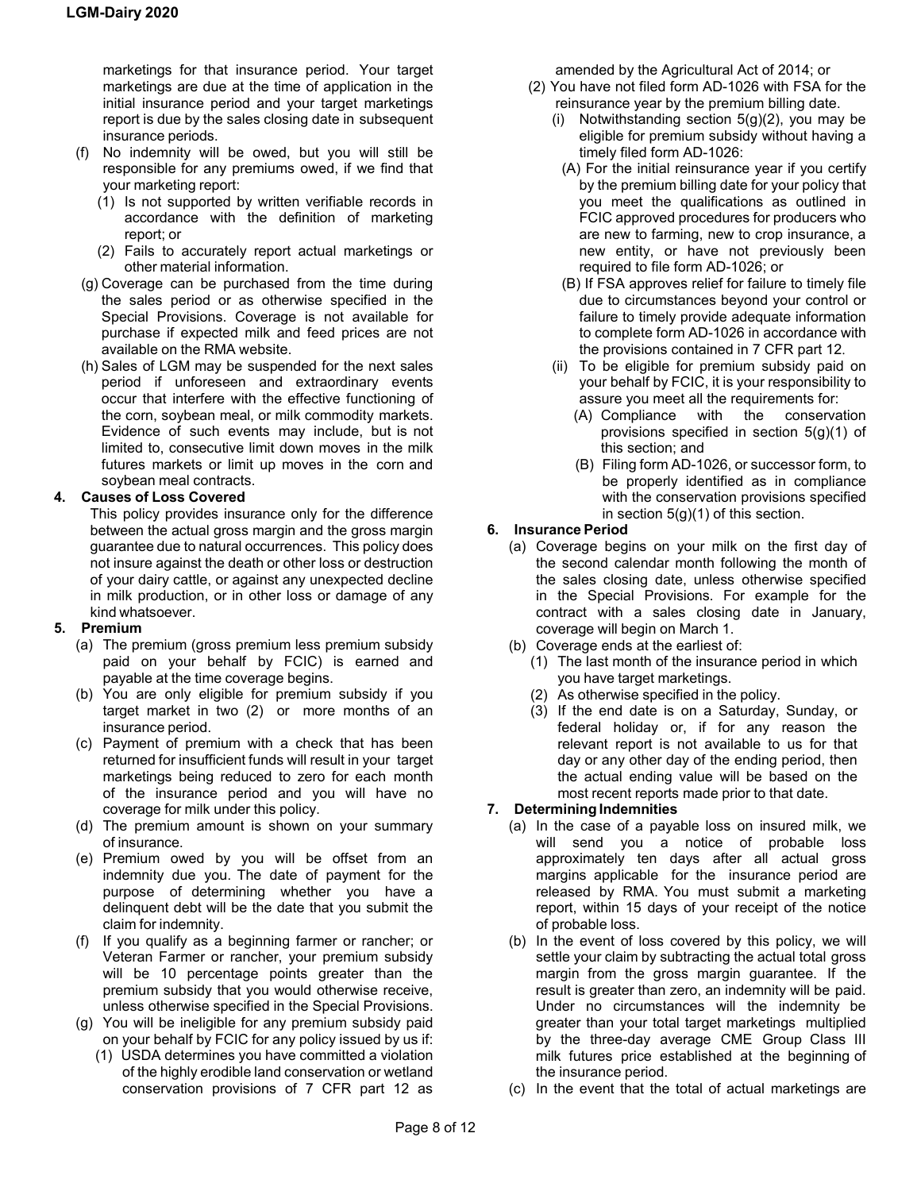marketings for that insurance period. Your target marketings are due at the time of application in the initial insurance period and your target marketings report is due by the sales closing date in subsequent insurance periods.

(f) No indemnity will be owed, but you will still be responsible for any premiums owed, if we find that your marketing report:

  (1) Is not supported by written verifiable records in accordance with the definition of marketing report; or

  (2) Fails to accurately report actual marketings or other material information.

(g) Coverage can be purchased from the time during the sales period or as otherwise specified in the Special Provisions. Coverage is not available for purchase if expected milk and feed prices are not available on the RMA website.

(h) Sales of LGM may be suspended for the next sales period if unforeseen and extraordinary events occur that interfere with the effective functioning of the corn, soybean meal, or milk commodity markets. Evidence of such events may include, but is not limited to, consecutive limit down moves in the milk futures markets or limit up moves in the corn and soybean meal contracts.

**4. Causes of Loss Covered**

This policy provides insurance only for the difference between the actual gross margin and the gross margin guarantee due to natural occurrences. This policy does not insure against the death or other loss or destruction of your dairy cattle, or against any unexpected decline in milk production, or in other loss or damage of any kind whatsoever.

**5. Premium**

(a) The premium (gross premium less premium subsidy paid on your behalf by FCIC) is earned and payable at the time coverage begins.

(b) You are only eligible for premium subsidy if you target market in two (2) or more months of an insurance period.

(c) Payment of premium with a check that has been returned for insufficient funds will result in your target marketings being reduced to zero for each month of the insurance period and you will have no coverage for milk under this policy.

(d) The premium amount is shown on your summary of insurance.

(e) Premium owed by you will be offset from an indemnity due you. The date of payment for the purpose of determining whether you have a delinquent debt will be the date that you submit the claim for indemnity.

(f) If you qualify as a beginning farmer or rancher; or Veteran Farmer or rancher, your premium subsidy will be 10 percentage points greater than the premium subsidy that you would otherwise receive, unless otherwise specified in the Special Provisions.

(g) You will be ineligible for any premium subsidy paid on your behalf by FCIC for any policy issued by us if:

  (1) USDA determines you have committed a violation of the highly erodible land conservation or wetland conservation provisions of 7 CFR part 12 as amended by the Agricultural Act of 2014; or

  (2) You have not filed form AD-1026 with FSA for the reinsurance year by the premium billing date.

    (i) Notwithstanding section 5(g)(2), you may be eligible for premium subsidy without having a timely filed form AD-1026:

      (A) For the initial reinsurance year if you certify by the premium billing date for your policy that you meet the qualifications as outlined in FCIC approved procedures for producers who are new to farming, new to crop insurance, a new entity, or have not previously been required to file form AD-1026; or

      (B) If FSA approves relief for failure to timely file due to circumstances beyond your control or failure to timely provide adequate information to complete form AD-1026 in accordance with the provisions contained in 7 CFR part 12.

    (ii) To be eligible for premium subsidy paid on your behalf by FCIC, it is your responsibility to assure you meet all the requirements for:

      (A) Compliance with the conservation provisions specified in section 5(g)(1) of this section; and

      (B) Filing form AD-1026, or successor form, to be properly identified as in compliance with the conservation provisions specified in section 5(g)(1) of this section.

**6. Insurance Period**

(a) Coverage begins on your milk on the first day of the second calendar month following the month of the sales closing date, unless otherwise specified in the Special Provisions. For example for the contract with a sales closing date in January, coverage will begin on March 1.

(b) Coverage ends at the earliest of:

  (1) The last month of the insurance period in which you have target marketings.

  (2) As otherwise specified in the policy.

  (3) If the end date is on a Saturday, Sunday, or federal holiday or, if for any reason the relevant report is not available to us for that day or any other day of the ending period, then the actual ending value will be based on the most recent reports made prior to that date.

**7. Determining Indemnities**

(a) In the case of a payable loss on insured milk, we will send you a notice of probable loss approximately ten days after all actual gross margins applicable for the insurance period are released by RMA. You must submit a marketing report, within 15 days of your receipt of the notice of probable loss.

(b) In the event of loss covered by this policy, we will settle your claim by subtracting the actual total gross margin from the gross margin guarantee. If the result is greater than zero, an indemnity will be paid. Under no circumstances will the indemnity be greater than your total target marketings multiplied by the three-day average CME Group Class III milk futures price established at the beginning of the insurance period.

(c) In the event that the total of actual marketings are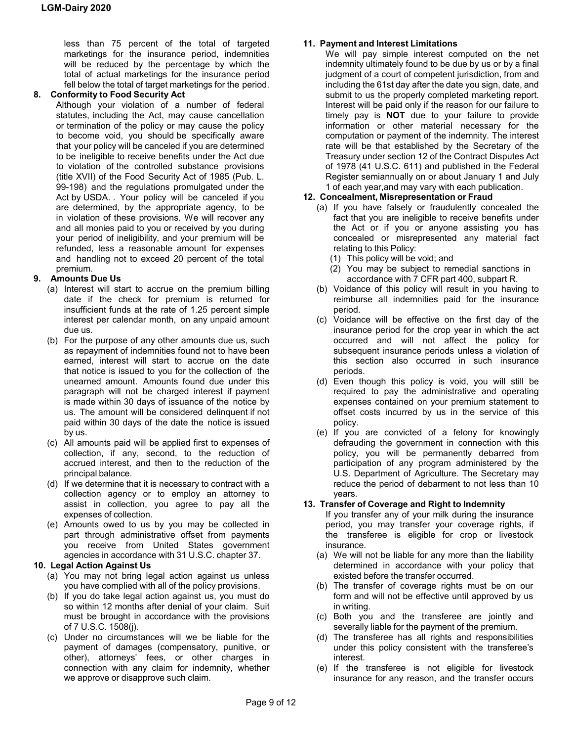less than 75 percent of the total of targeted marketings for the insurance period, indemnities will be reduced by the percentage by which the total of actual marketings for the insurance period fell below the total of target marketings for the period.

**8. Conformity to Food Security Act**

Although your violation of a number of federal statutes, including the Act, may cause cancellation or termination of the policy or may cause the policy to become void, you should be specifically aware that your policy will be canceled if you are determined to be ineligible to receive benefits under the Act due to violation of the controlled substance provisions (title XVII) of the Food Security Act of 1985 (Pub. L. 99-198) and the regulations promulgated under the Act by USDA. . Your policy will be canceled if you are determined, by the appropriate agency, to be in violation of these provisions. We will recover any and all monies paid to you or received by you during your period of ineligibility, and your premium will be refunded, less a reasonable amount for expenses and handling not to exceed 20 percent of the total premium.

**9. Amounts Due Us**

(a) Interest will start to accrue on the premium billing date if the check for premium is returned for insufficient funds at the rate of 1.25 percent simple interest per calendar month, on any unpaid amount due us.

(b) For the purpose of any other amounts due us, such as repayment of indemnities found not to have been earned, interest will start to accrue on the date that notice is issued to you for the collection of the unearned amount. Amounts found due under this paragraph will not be charged interest if payment is made within 30 days of issuance of the notice by us. The amount will be considered delinquent if not paid within 30 days of the date the notice is issued by us.

(c) All amounts paid will be applied first to expenses of collection, if any, second, to the reduction of accrued interest, and then to the reduction of the principal balance.

(d) If we determine that it is necessary to contract with a collection agency or to employ an attorney to assist in collection, you agree to pay all the expenses of collection.

(e) Amounts owed to us by you may be collected in part through administrative offset from payments you receive from United States government agencies in accordance with 31 U.S.C. chapter 37.

**10. Legal Action Against Us**

(a) You may not bring legal action against us unless you have complied with all of the policy provisions.

(b) If you do take legal action against us, you must do so within 12 months after denial of your claim. Suit must be brought in accordance with the provisions of 7 U.S.C. 1508(j).

(c) Under no circumstances will we be liable for the payment of damages (compensatory, punitive, or other), attorneys' fees, or other charges in connection with any claim for indemnity, whether we approve or disapprove such claim.

**11. Payment and Interest Limitations**

We will pay simple interest computed on the net indemnity ultimately found to be due by us or by a final judgment of a court of competent jurisdiction, from and including the 61st day after the date you sign, date, and submit to us the properly completed marketing report. Interest will be paid only if the reason for our failure to timely pay is **NOT** due to your failure to provide information or other material necessary for the computation or payment of the indemnity. The interest rate will be that established by the Secretary of the Treasury under section 12 of the Contract Disputes Act of 1978 (41 U.S.C. 611) and published in the Federal Register semiannually on or about January 1 and July 1 of each year,and may vary with each publication.

**12. Concealment, Misrepresentation or Fraud**

(a) If you have falsely or fraudulently concealed the fact that you are ineligible to receive benefits under the Act or if you or anyone assisting you has concealed or misrepresented any material fact relating to this Policy:

(1) This policy will be void; and

(2) You may be subject to remedial sanctions in accordance with 7 CFR part 400, subpart R.

(b) Voidance of this policy will result in you having to reimburse all indemnities paid for the insurance period.

(c) Voidance will be effective on the first day of the insurance period for the crop year in which the act occurred and will not affect the policy for subsequent insurance periods unless a violation of this section also occurred in such insurance periods.

(d) Even though this policy is void, you will still be required to pay the administrative and operating expenses contained on your premium statement to offset costs incurred by us in the service of this policy.

(e) If you are convicted of a felony for knowingly defrauding the government in connection with this policy, you will be permanently debarred from participation of any program administered by the U.S. Department of Agriculture. The Secretary may reduce the period of debarment to not less than 10 years.

**13. Transfer of Coverage and Right to Indemnity**

If you transfer any of your milk during the insurance period, you may transfer your coverage rights, if the transferee is eligible for crop or livestock insurance.

(a) We will not be liable for any more than the liability determined in accordance with your policy that existed before the transfer occurred.

(b) The transfer of coverage rights must be on our form and will not be effective until approved by us in writing.

(c) Both you and the transferee are jointly and severally liable for the payment of the premium.

(d) The transferee has all rights and responsibilities under this policy consistent with the transferee's interest.

(e) If the transferee is not eligible for livestock insurance for any reason, and the transfer occurs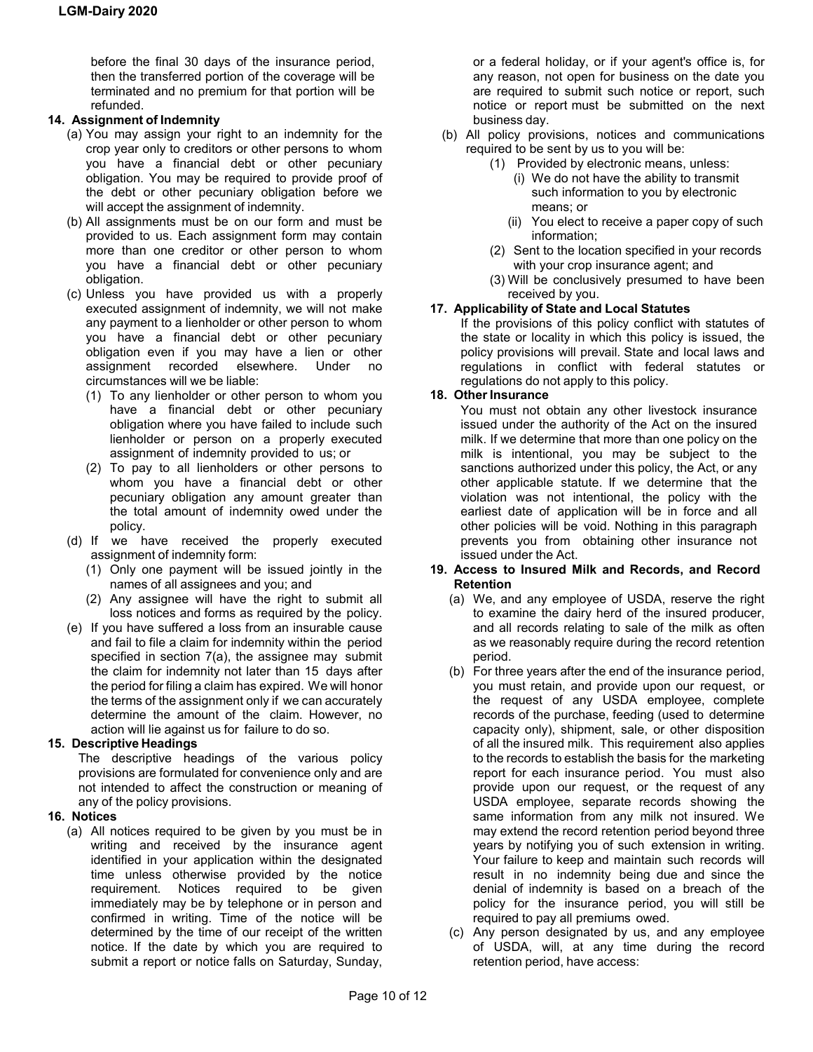before the final 30 days of the insurance period, then the transferred portion of the coverage will be terminated and no premium for that portion will be refunded.

**14. Assignment of Indemnity**

(a) You may assign your right to an indemnity for the crop year only to creditors or other persons to whom you have a financial debt or other pecuniary obligation. You may be required to provide proof of the debt or other pecuniary obligation before we will accept the assignment of indemnity.

(b) All assignments must be on our form and must be provided to us. Each assignment form may contain more than one creditor or other person to whom you have a financial debt or other pecuniary obligation.

(c) Unless you have provided us with a properly executed assignment of indemnity, we will not make any payment to a lienholder or other person to whom you have a financial debt or other pecuniary obligation even if you may have a lien or other assignment recorded elsewhere. Under no circumstances will we be liable:

(1) To any lienholder or other person to whom you have a financial debt or other pecuniary obligation where you have failed to include such lienholder or person on a properly executed assignment of indemnity provided to us; or

(2) To pay to all lienholders or other persons to whom you have a financial debt or other pecuniary obligation any amount greater than the total amount of indemnity owed under the policy.

(d) If we have received the properly executed assignment of indemnity form:

(1) Only one payment will be issued jointly in the names of all assignees and you; and

(2) Any assignee will have the right to submit all loss notices and forms as required by the policy.

(e) If you have suffered a loss from an insurable cause and fail to file a claim for indemnity within the period specified in section 7(a), the assignee may submit the claim for indemnity not later than 15 days after the period for filing a claim has expired. We will honor the terms of the assignment only if we can accurately determine the amount of the claim. However, no action will lie against us for failure to do so.

**15. Descriptive Headings**

The descriptive headings of the various policy provisions are formulated for convenience only and are not intended to affect the construction or meaning of any of the policy provisions.

**16. Notices**

(a) All notices required to be given by you must be in writing and received by the insurance agent identified in your application within the designated time unless otherwise provided by the notice requirement. Notices required to be given immediately may be by telephone or in person and confirmed in writing. Time of the notice will be determined by the time of our receipt of the written notice. If the date by which you are required to submit a report or notice falls on Saturday, Sunday, or a federal holiday, or if your agent's office is, for any reason, not open for business on the date you are required to submit such notice or report, such notice or report must be submitted on the next business day.

(b) All policy provisions, notices and communications required to be sent by us to you will be:

(1) Provided by electronic means, unless:

(i) We do not have the ability to transmit such information to you by electronic means; or

(ii) You elect to receive a paper copy of such information;

(2) Sent to the location specified in your records with your crop insurance agent; and

(3) Will be conclusively presumed to have been received by you.

**17. Applicability of State and Local Statutes**

If the provisions of this policy conflict with statutes of the state or locality in which this policy is issued, the policy provisions will prevail. State and local laws and regulations in conflict with federal statutes or regulations do not apply to this policy.

**18. Other Insurance**

You must not obtain any other livestock insurance issued under the authority of the Act on the insured milk. If we determine that more than one policy on the milk is intentional, you may be subject to the sanctions authorized under this policy, the Act, or any other applicable statute. If we determine that the violation was not intentional, the policy with the earliest date of application will be in force and all other policies will be void. Nothing in this paragraph prevents you from obtaining other insurance not issued under the Act.

**19. Access to Insured Milk and Records, and Record Retention**

(a) We, and any employee of USDA, reserve the right to examine the dairy herd of the insured producer, and all records relating to sale of the milk as often as we reasonably require during the record retention period.

(b) For three years after the end of the insurance period, you must retain, and provide upon our request, or the request of any USDA employee, complete records of the purchase, feeding (used to determine capacity only), shipment, sale, or other disposition of all the insured milk. This requirement also applies to the records to establish the basis for the marketing report for each insurance period. You must also provide upon our request, or the request of any USDA employee, separate records showing the same information from any milk not insured. We may extend the record retention period beyond three years by notifying you of such extension in writing. Your failure to keep and maintain such records will result in no indemnity being due and since the denial of indemnity is based on a breach of the policy for the insurance period, you will still be required to pay all premiums owed.

(c) Any person designated by us, and any employee of USDA, will, at any time during the record retention period, have access: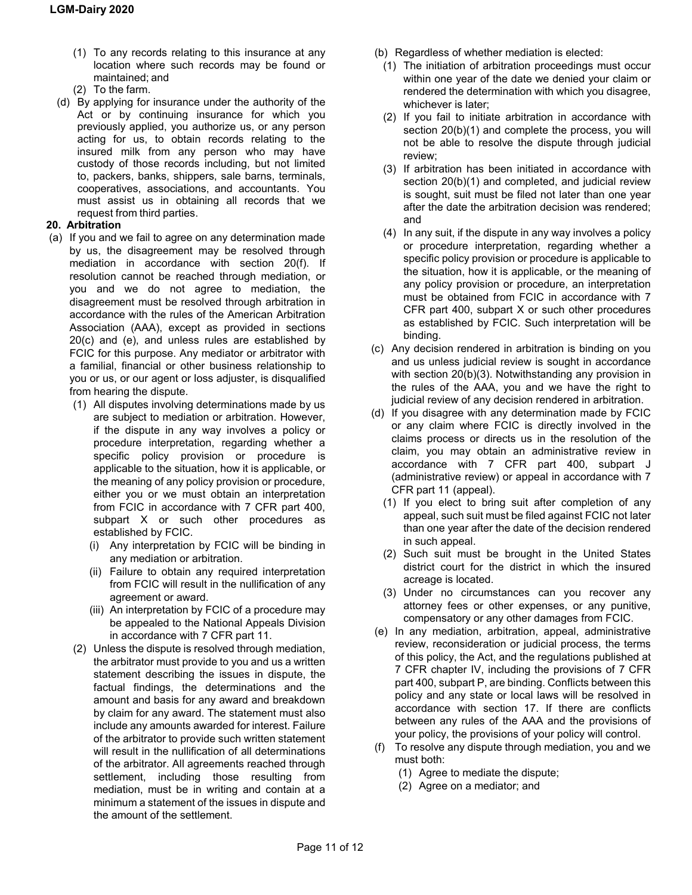(1) To any records relating to this insurance at any location where such records may be found or maintained; and

(2) To the farm.

(d) By applying for insurance under the authority of the Act or by continuing insurance for which you previously applied, you authorize us, or any person acting for us, to obtain records relating to the insured milk from any person who may have custody of those records including, but not limited to, packers, banks, shippers, sale barns, terminals, cooperatives, associations, and accountants. You must assist us in obtaining all records that we request from third parties.

**20. Arbitration**

(a) If you and we fail to agree on any determination made by us, the disagreement may be resolved through mediation in accordance with section 20(f). If resolution cannot be reached through mediation, or you and we do not agree to mediation, the disagreement must be resolved through arbitration in accordance with the rules of the American Arbitration Association (AAA), except as provided in sections 20(c) and (e), and unless rules are established by FCIC for this purpose. Any mediator or arbitrator with a familial, financial or other business relationship to you or us, or our agent or loss adjuster, is disqualified from hearing the dispute.

(1) All disputes involving determinations made by us are subject to mediation or arbitration. However, if the dispute in any way involves a policy or procedure interpretation, regarding whether a specific policy provision or procedure is applicable to the situation, how it is applicable, or the meaning of any policy provision or procedure, either you or we must obtain an interpretation from FCIC in accordance with 7 CFR part 400, subpart X or such other procedures as established by FCIC.

(i) Any interpretation by FCIC will be binding in any mediation or arbitration.

(ii) Failure to obtain any required interpretation from FCIC will result in the nullification of any agreement or award.

(iii) An interpretation by FCIC of a procedure may be appealed to the National Appeals Division in accordance with 7 CFR part 11.

(2) Unless the dispute is resolved through mediation, the arbitrator must provide to you and us a written statement describing the issues in dispute, the factual findings, the determinations and the amount and basis for any award and breakdown by claim for any award. The statement must also include any amounts awarded for interest. Failure of the arbitrator to provide such written statement will result in the nullification of all determinations of the arbitrator. All agreements reached through settlement, including those resulting from mediation, must be in writing and contain at a minimum a statement of the issues in dispute and the amount of the settlement.

(b) Regardless of whether mediation is elected:

(1) The initiation of arbitration proceedings must occur within one year of the date we denied your claim or rendered the determination with which you disagree, whichever is later;

(2) If you fail to initiate arbitration in accordance with section 20(b)(1) and complete the process, you will not be able to resolve the dispute through judicial review;

(3) If arbitration has been initiated in accordance with section 20(b)(1) and completed, and judicial review is sought, suit must be filed not later than one year after the date the arbitration decision was rendered; and

(4) In any suit, if the dispute in any way involves a policy or procedure interpretation, regarding whether a specific policy provision or procedure is applicable to the situation, how it is applicable, or the meaning of any policy provision or procedure, an interpretation must be obtained from FCIC in accordance with 7 CFR part 400, subpart X or such other procedures as established by FCIC. Such interpretation will be binding.

(c) Any decision rendered in arbitration is binding on you and us unless judicial review is sought in accordance with section 20(b)(3). Notwithstanding any provision in the rules of the AAA, you and we have the right to judicial review of any decision rendered in arbitration.

(d) If you disagree with any determination made by FCIC or any claim where FCIC is directly involved in the claims process or directs us in the resolution of the claim, you may obtain an administrative review in accordance with 7 CFR part 400, subpart J (administrative review) or appeal in accordance with 7 CFR part 11 (appeal).

(1) If you elect to bring suit after completion of any appeal, such suit must be filed against FCIC not later than one year after the date of the decision rendered in such appeal.

(2) Such suit must be brought in the United States district court for the district in which the insured acreage is located.

(3) Under no circumstances can you recover any attorney fees or other expenses, or any punitive, compensatory or any other damages from FCIC.

(e) In any mediation, arbitration, appeal, administrative review, reconsideration or judicial process, the terms of this policy, the Act, and the regulations published at 7 CFR chapter IV, including the provisions of 7 CFR part 400, subpart P, are binding. Conflicts between this policy and any state or local laws will be resolved in accordance with section 17. If there are conflicts between any rules of the AAA and the provisions of your policy, the provisions of your policy will control.

(f) To resolve any dispute through mediation, you and we must both:

(1) Agree to mediate the dispute;

(2) Agree on a mediator; and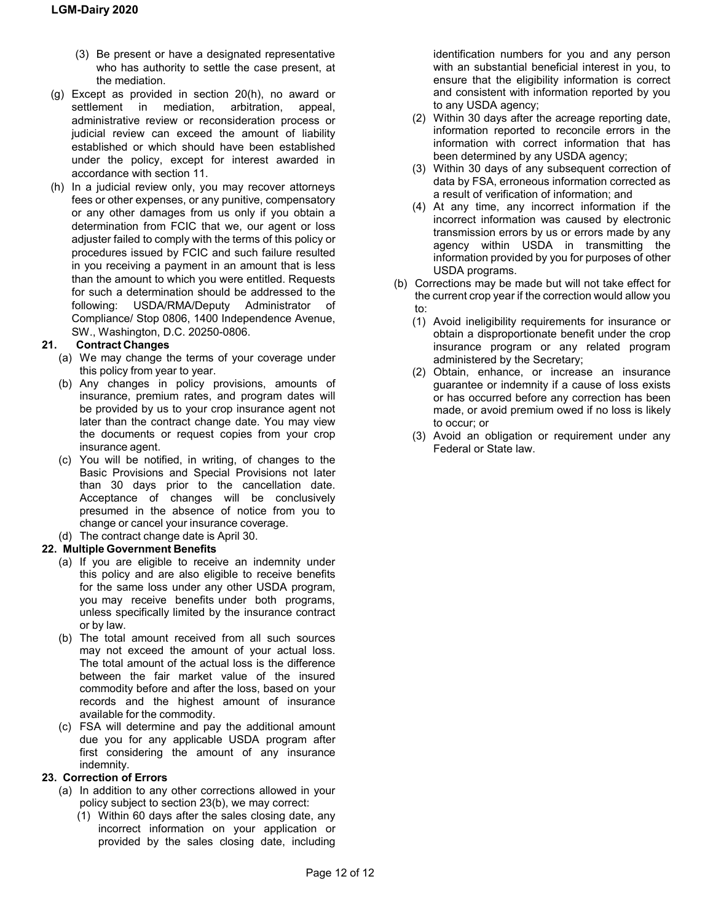(3) Be present or have a designated representative who has authority to settle the case present, at the mediation.

(g) Except as provided in section 20(h), no award or settlement in mediation, arbitration, appeal, administrative review or reconsideration process or judicial review can exceed the amount of liability established or which should have been established under the policy, except for interest awarded in accordance with section 11.

(h) In a judicial review only, you may recover attorneys fees or other expenses, or any punitive, compensatory or any other damages from us only if you obtain a determination from FCIC that we, our agent or loss adjuster failed to comply with the terms of this policy or procedures issued by FCIC and such failure resulted in you receiving a payment in an amount that is less than the amount to which you were entitled. Requests for such a determination should be addressed to the following: USDA/RMA/Deputy Administrator of Compliance/ Stop 0806, 1400 Independence Avenue, SW., Washington, D.C. 20250-0806.

**21. Contract Changes**

(a) We may change the terms of your coverage under this policy from year to year.

(b) Any changes in policy provisions, amounts of insurance, premium rates, and program dates will be provided by us to your crop insurance agent not later than the contract change date. You may view the documents or request copies from your crop insurance agent.

(c) You will be notified, in writing, of changes to the Basic Provisions and Special Provisions not later than 30 days prior to the cancellation date. Acceptance of changes will be conclusively presumed in the absence of notice from you to change or cancel your insurance coverage.

(d) The contract change date is April 30.

**22. Multiple Government Benefits**

(a) If you are eligible to receive an indemnity under this policy and are also eligible to receive benefits for the same loss under any other USDA program, you may receive benefits under both programs, unless specifically limited by the insurance contract or by law.

(b) The total amount received from all such sources may not exceed the amount of your actual loss. The total amount of the actual loss is the difference between the fair market value of the insured commodity before and after the loss, based on your records and the highest amount of insurance available for the commodity.

(c) FSA will determine and pay the additional amount due you for any applicable USDA program after first considering the amount of any insurance indemnity.

**23. Correction of Errors**

(a) In addition to any other corrections allowed in your policy subject to section 23(b), we may correct:

(1) Within 60 days after the sales closing date, any incorrect information on your application or provided by the sales closing date, including identification numbers for you and any person with an substantial beneficial interest in you, to ensure that the eligibility information is correct and consistent with information reported by you to any USDA agency;

(2) Within 30 days after the acreage reporting date, information reported to reconcile errors in the information with correct information that has been determined by any USDA agency;

(3) Within 30 days of any subsequent correction of data by FSA, erroneous information corrected as a result of verification of information; and

(4) At any time, any incorrect information if the incorrect information was caused by electronic transmission errors by us or errors made by any agency within USDA in transmitting the information provided by you for purposes of other USDA programs.

(b) Corrections may be made but will not take effect for the current crop year if the correction would allow you to:

(1) Avoid ineligibility requirements for insurance or obtain a disproportionate benefit under the crop insurance program or any related program administered by the Secretary;

(2) Obtain, enhance, or increase an insurance guarantee or indemnity if a cause of loss exists or has occurred before any correction has been made, or avoid premium owed if no loss is likely to occur; or

(3) Avoid an obligation or requirement under any Federal or State law.